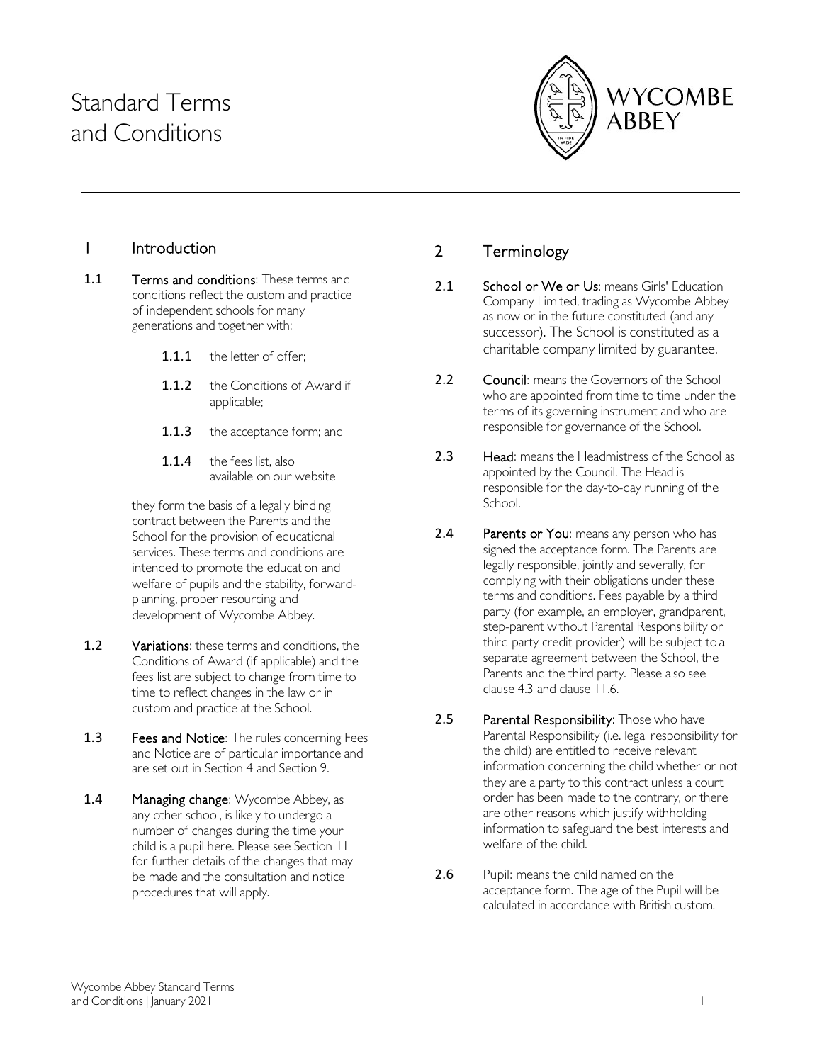# Standard Terms and Conditions

WYCOMBE ABBEY

## 1 Introduction

**1.1 Terms and conditions**: These terms and conditions reflect the custom and practice of independent schools for many generations and together with:

- **1.1.1** the letter of offer;
- **1.1.2** the Conditions of Award if applicable;
- **1.1.3** the acceptance form; and
- **1.1.4** the fees list, also available on our website

they form the basis of a legally binding contract between the Parents and the School for the provision of educational services. These terms and conditions are intended to promote the education and welfare of pupils and the stability, forward-planning, proper resourcing and development of Wycombe Abbey.

**1.2 Variations**: these terms and conditions, the Conditions of Award (if applicable) and the fees list are subject to change from time to time to reflect changes in the law or in custom and practice at the School.

**1.3 Fees and Notice**: The rules concerning Fees and Notice are of particular importance and are set out in Section 4 and Section 9.

**1.4 Managing change**: Wycombe Abbey, as any other school, is likely to undergo a number of changes during the time your child is a pupil here. Please see Section 11 for further details of the changes that may be made and the consultation and notice procedures that will apply.

## 2 Terminology

**2.1 School or We or Us**: means Girls' Education Company Limited, trading as Wycombe Abbey as now or in the future constituted (and any successor). The School is constituted as a charitable company limited by guarantee.

**2.2 Council**: means the Governors of the School who are appointed from time to time under the terms of its governing instrument and who are responsible for governance of the School.

**2.3 Head**: means the Headmistress of the School as appointed by the Council. The Head is responsible for the day-to-day running of the School.

**2.4 Parents or You**: means any person who has signed the acceptance form. The Parents are legally responsible, jointly and severally, for complying with their obligations under these terms and conditions. Fees payable by a third party (for example, an employer, grandparent, step-parent without Parental Responsibility or third party credit provider) will be subject to a separate agreement between the School, the Parents and the third party. Please also see clause 4.3 and clause 11.6.

**2.5 Parental Responsibility**: Those who have Parental Responsibility (i.e. legal responsibility for the child) are entitled to receive relevant information concerning the child whether or not they are a party to this contract unless a court order has been made to the contrary, or there are other reasons which justify withholding information to safeguard the best interests and welfare of the child.

**2.6** Pupil: means the child named on the acceptance form. The age of the Pupil will be calculated in accordance with British custom.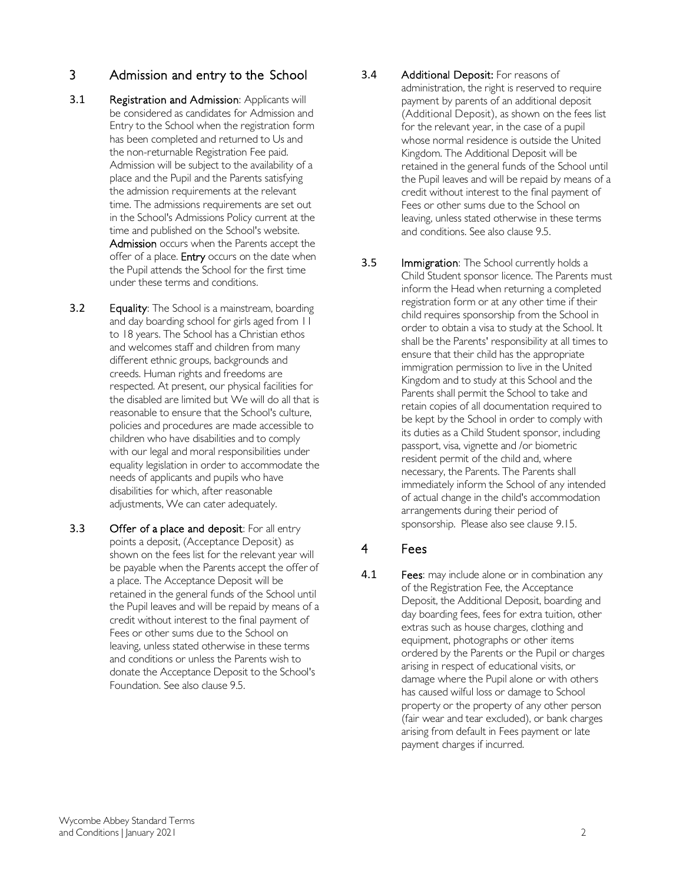## 3 Admission and entry to the School

3.1 **Registration and Admission**: Applicants will be considered as candidates for Admission and Entry to the School when the registration form has been completed and returned to Us and the non-returnable Registration Fee paid. Admission will be subject to the availability of a place and the Pupil and the Parents satisfying the admission requirements at the relevant time. The admissions requirements are set out in the School's Admissions Policy current at the time and published on the School's website. **Admission** occurs when the Parents accept the offer of a place. **Entry** occurs on the date when the Pupil attends the School for the first time under these terms and conditions.

3.2 **Equality**: The School is a mainstream, boarding and day boarding school for girls aged from 11 to 18 years. The School has a Christian ethos and welcomes staff and children from many different ethnic groups, backgrounds and creeds. Human rights and freedoms are respected. At present, our physical facilities for the disabled are limited but We will do all that is reasonable to ensure that the School's culture, policies and procedures are made accessible to children who have disabilities and to comply with our legal and moral responsibilities under equality legislation in order to accommodate the needs of applicants and pupils who have disabilities for which, after reasonable adjustments, We can cater adequately.

3.3 **Offer of a place and deposit**: For all entry points a deposit, (Acceptance Deposit) as shown on the fees list for the relevant year will be payable when the Parents accept the offer of a place. The Acceptance Deposit will be retained in the general funds of the School until the Pupil leaves and will be repaid by means of a credit without interest to the final payment of Fees or other sums due to the School on leaving, unless stated otherwise in these terms and conditions or unless the Parents wish to donate the Acceptance Deposit to the School's Foundation. See also clause 9.5.

3.4 **Additional Deposit:** For reasons of administration, the right is reserved to require payment by parents of an additional deposit (Additional Deposit), as shown on the fees list for the relevant year, in the case of a pupil whose normal residence is outside the United Kingdom. The Additional Deposit will be retained in the general funds of the School until the Pupil leaves and will be repaid by means of a credit without interest to the final payment of Fees or other sums due to the School on leaving, unless stated otherwise in these terms and conditions. See also clause 9.5.

3.5 **Immigration**: The School currently holds a Child Student sponsor licence. The Parents must inform the Head when returning a completed registration form or at any other time if their child requires sponsorship from the School in order to obtain a visa to study at the School. It shall be the Parents' responsibility at all times to ensure that their child has the appropriate immigration permission to live in the United Kingdom and to study at this School and the Parents shall permit the School to take and retain copies of all documentation required to be kept by the School in order to comply with its duties as a Child Student sponsor, including passport, visa, vignette and /or biometric resident permit of the child and, where necessary, the Parents. The Parents shall immediately inform the School of any intended of actual change in the child's accommodation arrangements during their period of sponsorship. Please also see clause 9.15.

## 4 Fees

4.1 **Fees**: may include alone or in combination any of the Registration Fee, the Acceptance Deposit, the Additional Deposit, boarding and day boarding fees, fees for extra tuition, other extras such as house charges, clothing and equipment, photographs or other items ordered by the Parents or the Pupil or charges arising in respect of educational visits, or damage where the Pupil alone or with others has caused wilful loss or damage to School property or the property of any other person (fair wear and tear excluded), or bank charges arising from default in Fees payment or late payment charges if incurred.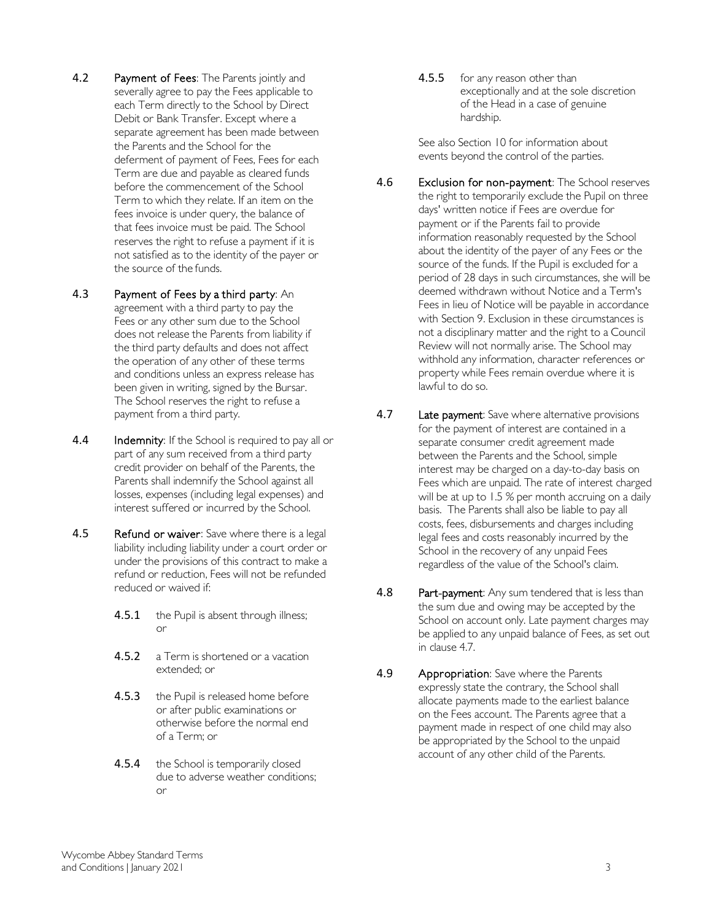**4.2 Payment of Fees**: The Parents jointly and severally agree to pay the Fees applicable to each Term directly to the School by Direct Debit or Bank Transfer. Except where a separate agreement has been made between the Parents and the School for the deferment of payment of Fees, Fees for each Term are due and payable as cleared funds before the commencement of the School Term to which they relate. If an item on the fees invoice is under query, the balance of that fees invoice must be paid. The School reserves the right to refuse a payment if it is not satisfied as to the identity of the payer or the source of the funds.

**4.3 Payment of Fees by a third party**: An agreement with a third party to pay the Fees or any other sum due to the School does not release the Parents from liability if the third party defaults and does not affect the operation of any other of these terms and conditions unless an express release has been given in writing, signed by the Bursar. The School reserves the right to refuse a payment from a third party.

**4.4 Indemnity**: If the School is required to pay all or part of any sum received from a third party credit provider on behalf of the Parents, the Parents shall indemnify the School against all losses, expenses (including legal expenses) and interest suffered or incurred by the School.

**4.5 Refund or waiver**: Save where there is a legal liability including liability under a court order or under the provisions of this contract to make a refund or reduction, Fees will not be refunded reduced or waived if:

- **4.5.1** the Pupil is absent through illness; or
- **4.5.2** a Term is shortened or a vacation extended; or
- **4.5.3** the Pupil is released home before or after public examinations or otherwise before the normal end of a Term; or
- **4.5.4** the School is temporarily closed due to adverse weather conditions; or
- **4.5.5** for any reason other than exceptionally and at the sole discretion of the Head in a case of genuine hardship.

See also Section 10 for information about events beyond the control of the parties.

**4.6 Exclusion for non-payment**: The School reserves the right to temporarily exclude the Pupil on three days' written notice if Fees are overdue for payment or if the Parents fail to provide information reasonably requested by the School about the identity of the payer of any Fees or the source of the funds. If the Pupil is excluded for a period of 28 days in such circumstances, she will be deemed withdrawn without Notice and a Term's Fees in lieu of Notice will be payable in accordance with Section 9. Exclusion in these circumstances is not a disciplinary matter and the right to a Council Review will not normally arise. The School may withhold any information, character references or property while Fees remain overdue where it is lawful to do so.

**4.7 Late payment**: Save where alternative provisions for the payment of interest are contained in a separate consumer credit agreement made between the Parents and the School, simple interest may be charged on a day-to-day basis on Fees which are unpaid. The rate of interest charged will be at up to 1.5 % per month accruing on a daily basis. The Parents shall also be liable to pay all costs, fees, disbursements and charges including legal fees and costs reasonably incurred by the School in the recovery of any unpaid Fees regardless of the value of the School's claim.

**4.8 Part-payment**: Any sum tendered that is less than the sum due and owing may be accepted by the School on account only. Late payment charges may be applied to any unpaid balance of Fees, as set out in clause 4.7.

**4.9 Appropriation**: Save where the Parents expressly state the contrary, the School shall allocate payments made to the earliest balance on the Fees account. The Parents agree that a payment made in respect of one child may also be appropriated by the School to the unpaid account of any other child of the Parents.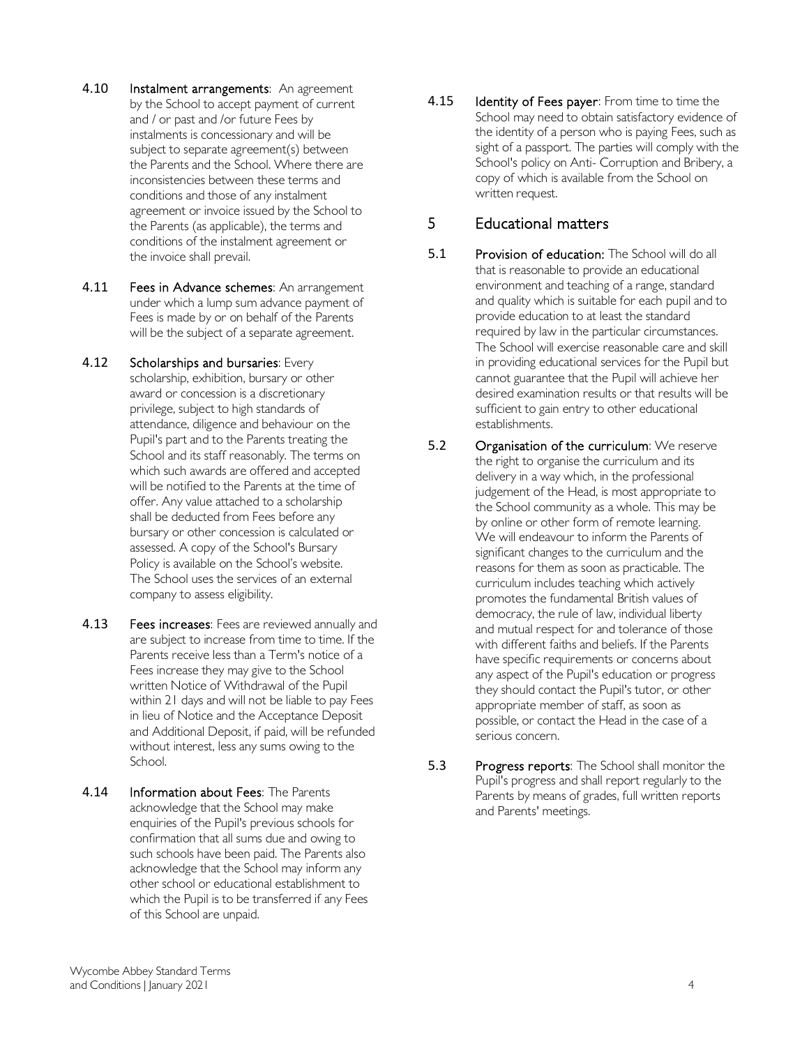**4.10 Instalment arrangements**: An agreement by the School to accept payment of current and / or past and /or future Fees by instalments is concessionary and will be subject to separate agreement(s) between the Parents and the School. Where there are inconsistencies between these terms and conditions and those of any instalment agreement or invoice issued by the School to the Parents (as applicable), the terms and conditions of the instalment agreement or the invoice shall prevail.

**4.11 Fees in Advance schemes**: An arrangement under which a lump sum advance payment of Fees is made by or on behalf of the Parents will be the subject of a separate agreement.

**4.12 Scholarships and bursaries**: Every scholarship, exhibition, bursary or other award or concession is a discretionary privilege, subject to high standards of attendance, diligence and behaviour on the Pupil's part and to the Parents treating the School and its staff reasonably. The terms on which such awards are offered and accepted will be notified to the Parents at the time of offer. Any value attached to a scholarship shall be deducted from Fees before any bursary or other concession is calculated or assessed. A copy of the School's Bursary Policy is available on the School's website. The School uses the services of an external company to assess eligibility.

**4.13 Fees increases**: Fees are reviewed annually and are subject to increase from time to time. If the Parents receive less than a Term's notice of a Fees increase they may give to the School written Notice of Withdrawal of the Pupil within 21 days and will not be liable to pay Fees in lieu of Notice and the Acceptance Deposit and Additional Deposit, if paid, will be refunded without interest, less any sums owing to the School.

**4.14 Information about Fees**: The Parents acknowledge that the School may make enquiries of the Pupil's previous schools for confirmation that all sums due and owing to such schools have been paid. The Parents also acknowledge that the School may inform any other school or educational establishment to which the Pupil is to be transferred if any Fees of this School are unpaid.

**4.15 Identity of Fees payer**: From time to time the School may need to obtain satisfactory evidence of the identity of a person who is paying Fees, such as sight of a passport. The parties will comply with the School's policy on Anti- Corruption and Bribery, a copy of which is available from the School on written request.

## 5 Educational matters

**5.1 Provision of education:** The School will do all that is reasonable to provide an educational environment and teaching of a range, standard and quality which is suitable for each pupil and to provide education to at least the standard required by law in the particular circumstances. The School will exercise reasonable care and skill in providing educational services for the Pupil but cannot guarantee that the Pupil will achieve her desired examination results or that results will be sufficient to gain entry to other educational establishments.

**5.2 Organisation of the curriculum**: We reserve the right to organise the curriculum and its delivery in a way which, in the professional judgement of the Head, is most appropriate to the School community as a whole. This may be by online or other form of remote learning. We will endeavour to inform the Parents of significant changes to the curriculum and the reasons for them as soon as practicable. The curriculum includes teaching which actively promotes the fundamental British values of democracy, the rule of law, individual liberty and mutual respect for and tolerance of those with different faiths and beliefs. If the Parents have specific requirements or concerns about any aspect of the Pupil's education or progress they should contact the Pupil's tutor, or other appropriate member of staff, as soon as possible, or contact the Head in the case of a serious concern.

**5.3 Progress reports**: The School shall monitor the Pupil's progress and shall report regularly to the Parents by means of grades, full written reports and Parents' meetings.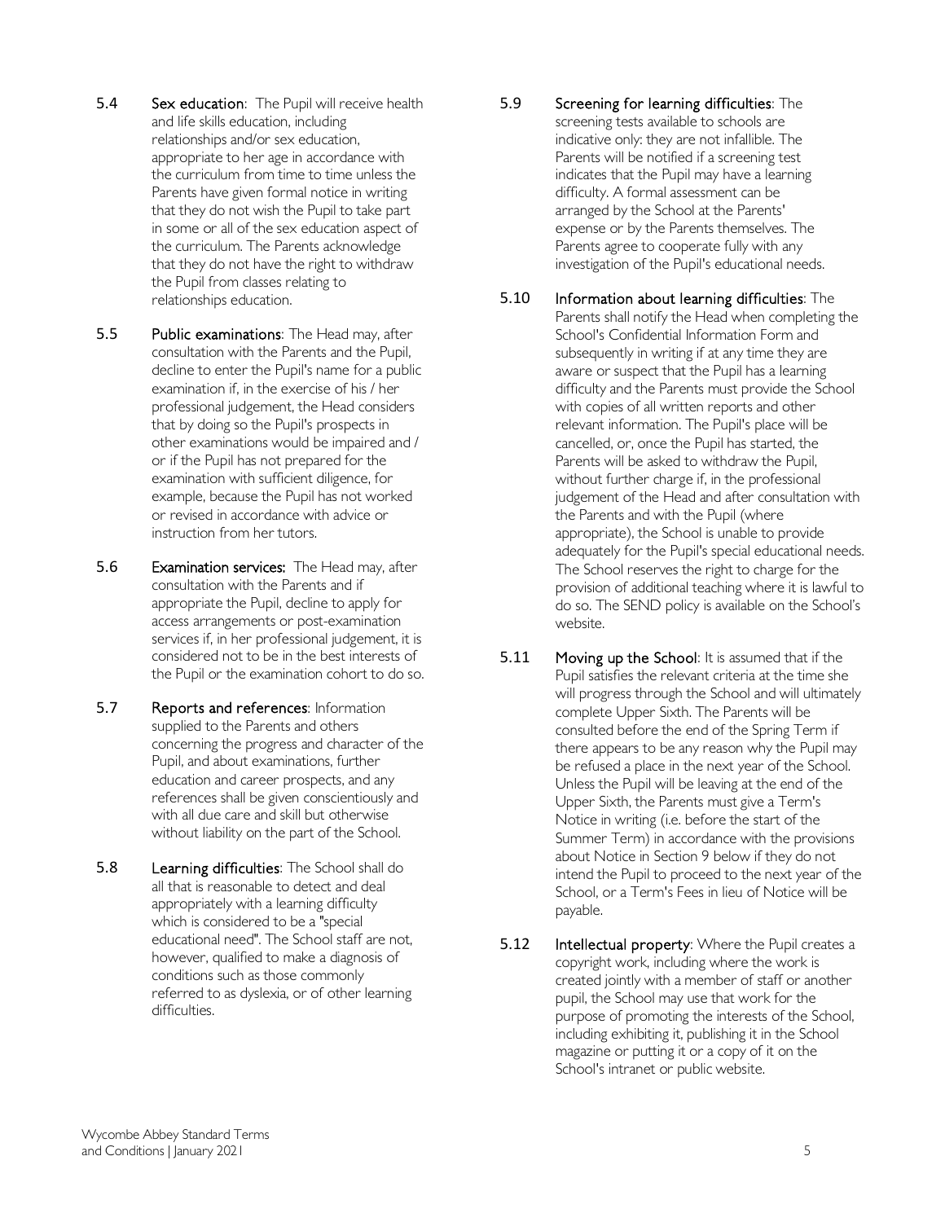5.4 **Sex education**: The Pupil will receive health and life skills education, including relationships and/or sex education, appropriate to her age in accordance with the curriculum from time to time unless the Parents have given formal notice in writing that they do not wish the Pupil to take part in some or all of the sex education aspect of the curriculum. The Parents acknowledge that they do not have the right to withdraw the Pupil from classes relating to relationships education.

5.5 **Public examinations**: The Head may, after consultation with the Parents and the Pupil, decline to enter the Pupil's name for a public examination if, in the exercise of his / her professional judgement, the Head considers that by doing so the Pupil's prospects in other examinations would be impaired and / or if the Pupil has not prepared for the examination with sufficient diligence, for example, because the Pupil has not worked or revised in accordance with advice or instruction from her tutors.

5.6 **Examination services:** The Head may, after consultation with the Parents and if appropriate the Pupil, decline to apply for access arrangements or post-examination services if, in her professional judgement, it is considered not to be in the best interests of the Pupil or the examination cohort to do so.

5.7 **Reports and references**: Information supplied to the Parents and others concerning the progress and character of the Pupil, and about examinations, further education and career prospects, and any references shall be given conscientiously and with all due care and skill but otherwise without liability on the part of the School.

5.8 **Learning difficulties**: The School shall do all that is reasonable to detect and deal appropriately with a learning difficulty which is considered to be a "special educational need". The School staff are not, however, qualified to make a diagnosis of conditions such as those commonly referred to as dyslexia, or of other learning difficulties.

5.9 **Screening for learning difficulties**: The screening tests available to schools are indicative only: they are not infallible. The Parents will be notified if a screening test indicates that the Pupil may have a learning difficulty. A formal assessment can be arranged by the School at the Parents' expense or by the Parents themselves. The Parents agree to cooperate fully with any investigation of the Pupil's educational needs.

5.10 **Information about learning difficulties**: The Parents shall notify the Head when completing the School's Confidential Information Form and subsequently in writing if at any time they are aware or suspect that the Pupil has a learning difficulty and the Parents must provide the School with copies of all written reports and other relevant information. The Pupil's place will be cancelled, or, once the Pupil has started, the Parents will be asked to withdraw the Pupil, without further charge if, in the professional judgement of the Head and after consultation with the Parents and with the Pupil (where appropriate), the School is unable to provide adequately for the Pupil's special educational needs. The School reserves the right to charge for the provision of additional teaching where it is lawful to do so. The SEND policy is available on the School's website.

5.11 **Moving up the School**: It is assumed that if the Pupil satisfies the relevant criteria at the time she will progress through the School and will ultimately complete Upper Sixth. The Parents will be consulted before the end of the Spring Term if there appears to be any reason why the Pupil may be refused a place in the next year of the School. Unless the Pupil will be leaving at the end of the Upper Sixth, the Parents must give a Term's Notice in writing (i.e. before the start of the Summer Term) in accordance with the provisions about Notice in Section 9 below if they do not intend the Pupil to proceed to the next year of the School, or a Term's Fees in lieu of Notice will be payable.

5.12 **Intellectual property**: Where the Pupil creates a copyright work, including where the work is created jointly with a member of staff or another pupil, the School may use that work for the purpose of promoting the interests of the School, including exhibiting it, publishing it in the School magazine or putting it or a copy of it on the School's intranet or public website.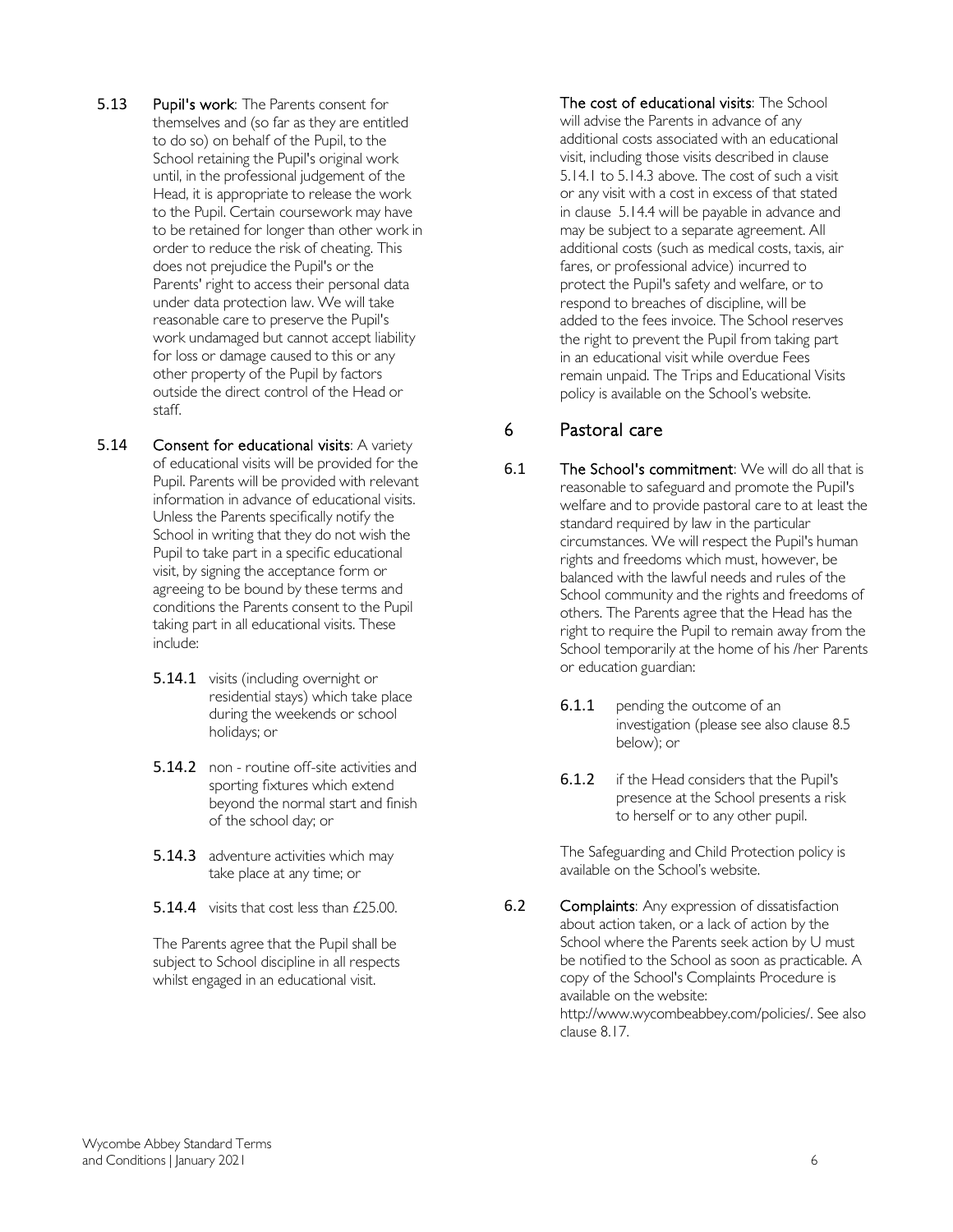**5.13 Pupil's work**: The Parents consent for themselves and (so far as they are entitled to do so) on behalf of the Pupil, to the School retaining the Pupil's original work until, in the professional judgement of the Head, it is appropriate to release the work to the Pupil. Certain coursework may have to be retained for longer than other work in order to reduce the risk of cheating. This does not prejudice the Pupil's or the Parents' right to access their personal data under data protection law. We will take reasonable care to preserve the Pupil's work undamaged but cannot accept liability for loss or damage caused to this or any other property of the Pupil by factors outside the direct control of the Head or staff.

**5.14 Consent for educational visits**: A variety of educational visits will be provided for the Pupil. Parents will be provided with relevant information in advance of educational visits. Unless the Parents specifically notify the School in writing that they do not wish the Pupil to take part in a specific educational visit, by signing the acceptance form or agreeing to be bound by these terms and conditions the Parents consent to the Pupil taking part in all educational visits. These include:

**5.14.1** visits (including overnight or residential stays) which take place during the weekends or school holidays; or

**5.14.2** non - routine off-site activities and sporting fixtures which extend beyond the normal start and finish of the school day; or

**5.14.3** adventure activities which may take place at any time; or

**5.14.4** visits that cost less than £25.00.

The Parents agree that the Pupil shall be subject to School discipline in all respects whilst engaged in an educational visit.

**The cost of educational visits**: The School will advise the Parents in advance of any additional costs associated with an educational visit, including those visits described in clause 5.14.1 to 5.14.3 above. The cost of such a visit or any visit with a cost in excess of that stated in clause 5.14.4 will be payable in advance and may be subject to a separate agreement. All additional costs (such as medical costs, taxis, air fares, or professional advice) incurred to protect the Pupil's safety and welfare, or to respond to breaches of discipline, will be added to the fees invoice. The School reserves the right to prevent the Pupil from taking part in an educational visit while overdue Fees remain unpaid. The Trips and Educational Visits policy is available on the School's website.

## 6 Pastoral care

**6.1 The School's commitment**: We will do all that is reasonable to safeguard and promote the Pupil's welfare and to provide pastoral care to at least the standard required by law in the particular circumstances. We will respect the Pupil's human rights and freedoms which must, however, be balanced with the lawful needs and rules of the School community and the rights and freedoms of others. The Parents agree that the Head has the right to require the Pupil to remain away from the School temporarily at the home of his /her Parents or education guardian:

**6.1.1** pending the outcome of an investigation (please see also clause 8.5 below); or

**6.1.2** if the Head considers that the Pupil's presence at the School presents a risk to herself or to any other pupil.

The Safeguarding and Child Protection policy is available on the School's website.

**6.2 Complaints**: Any expression of dissatisfaction about action taken, or a lack of action by the School where the Parents seek action by U must be notified to the School as soon as practicable. A copy of the School's Complaints Procedure is available on the website: http://www.wycombeabbey.com/policies/. See also clause 8.17.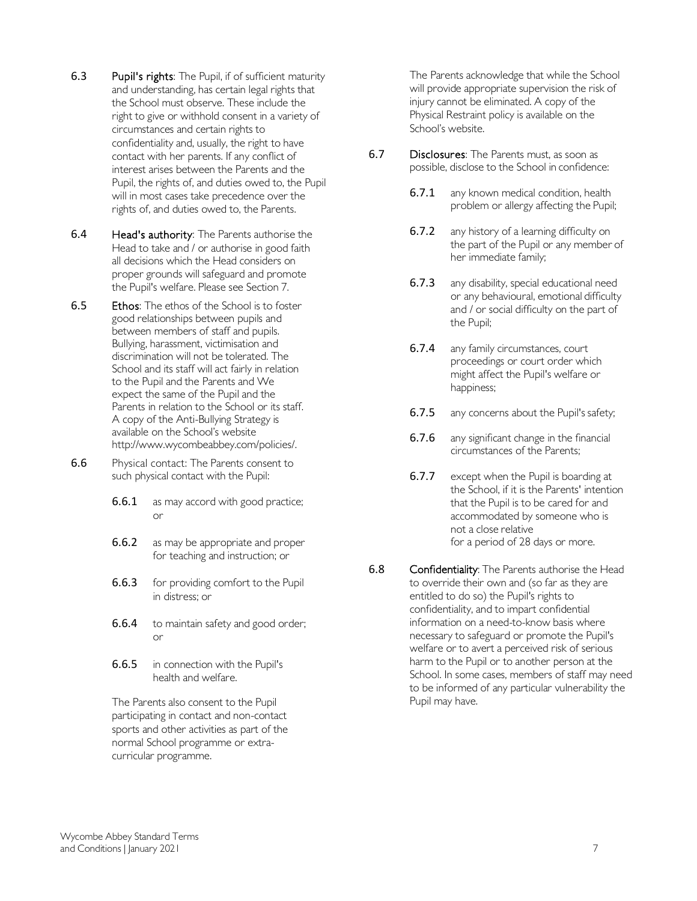**6.3** **Pupil's rights**: The Pupil, if of sufficient maturity and understanding, has certain legal rights that the School must observe. These include the right to give or withhold consent in a variety of circumstances and certain rights to confidentiality and, usually, the right to have contact with her parents. If any conflict of interest arises between the Parents and the Pupil, the rights of, and duties owed to, the Pupil will in most cases take precedence over the rights of, and duties owed to, the Parents.

**6.4** **Head's authority**: The Parents authorise the Head to take and / or authorise in good faith all decisions which the Head considers on proper grounds will safeguard and promote the Pupil's welfare. Please see Section 7.

**6.5** **Ethos**: The ethos of the School is to foster good relationships between pupils and between members of staff and pupils. Bullying, harassment, victimisation and discrimination will not be tolerated. The School and its staff will act fairly in relation to the Pupil and the Parents and We expect the same of the Pupil and the Parents in relation to the School or its staff. A copy of the Anti-Bullying Strategy is available on the School's website http://www.wycombeabbey.com/policies/.

**6.6** Physical contact: The Parents consent to such physical contact with the Pupil:

- **6.6.1** as may accord with good practice; or
- **6.6.2** as may be appropriate and proper for teaching and instruction; or
- **6.6.3** for providing comfort to the Pupil in distress; or
- **6.6.4** to maintain safety and good order; or
- **6.6.5** in connection with the Pupil's health and welfare.

The Parents also consent to the Pupil participating in contact and non-contact sports and other activities as part of the normal School programme or extra-curricular programme.

The Parents acknowledge that while the School will provide appropriate supervision the risk of injury cannot be eliminated. A copy of the Physical Restraint policy is available on the School's website.

**6.7** **Disclosures**: The Parents must, as soon as possible, disclose to the School in confidence:

- **6.7.1** any known medical condition, health problem or allergy affecting the Pupil;
- **6.7.2** any history of a learning difficulty on the part of the Pupil or any member of her immediate family;
- **6.7.3** any disability, special educational need or any behavioural, emotional difficulty and / or social difficulty on the part of the Pupil;
- **6.7.4** any family circumstances, court proceedings or court order which might affect the Pupil's welfare or happiness;
- **6.7.5** any concerns about the Pupil's safety;
- **6.7.6** any significant change in the financial circumstances of the Parents;
- **6.7.7** except when the Pupil is boarding at the School, if it is the Parents' intention that the Pupil is to be cared for and accommodated by someone who is not a close relative for a period of 28 days or more.

**6.8** **Confidentiality**: The Parents authorise the Head to override their own and (so far as they are entitled to do so) the Pupil's rights to confidentiality, and to impart confidential information on a need-to-know basis where necessary to safeguard or promote the Pupil's welfare or to avert a perceived risk of serious harm to the Pupil or to another person at the School. In some cases, members of staff may need to be informed of any particular vulnerability the Pupil may have.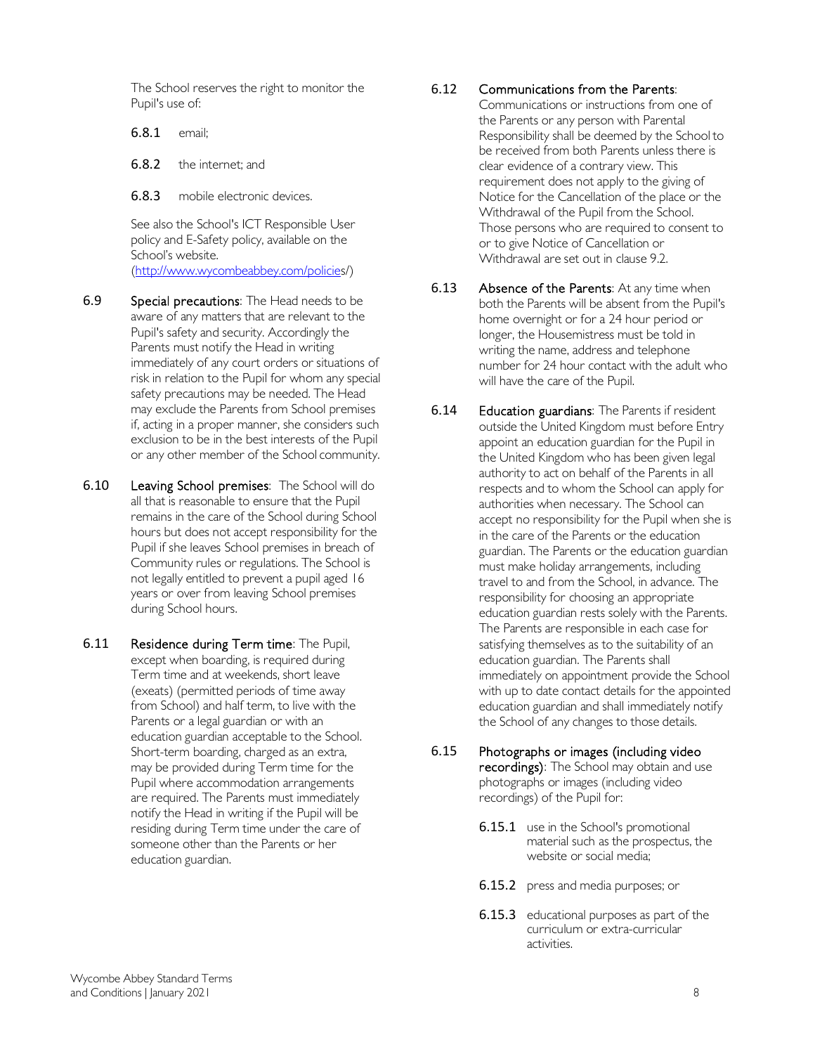The School reserves the right to monitor the Pupil's use of:

**6.8.1** email;

**6.8.2** the internet; and

**6.8.3** mobile electronic devices.

See also the School's ICT Responsible User policy and E-Safety policy, available on the School's website. (http://www.wycombeabbey.com/policies/)

**6.9** **Special precautions**: The Head needs to be aware of any matters that are relevant to the Pupil's safety and security. Accordingly the Parents must notify the Head in writing immediately of any court orders or situations of risk in relation to the Pupil for whom any special safety precautions may be needed. The Head may exclude the Parents from School premises if, acting in a proper manner, she considers such exclusion to be in the best interests of the Pupil or any other member of the School community.

**6.10** **Leaving School premises**: The School will do all that is reasonable to ensure that the Pupil remains in the care of the School during School hours but does not accept responsibility for the Pupil if she leaves School premises in breach of Community rules or regulations. The School is not legally entitled to prevent a pupil aged 16 years or over from leaving School premises during School hours.

**6.11** **Residence during Term time**: The Pupil, except when boarding, is required during Term time and at weekends, short leave (exeats) (permitted periods of time away from School) and half term, to live with the Parents or a legal guardian or with an education guardian acceptable to the School. Short-term boarding, charged as an extra, may be provided during Term time for the Pupil where accommodation arrangements are required. The Parents must immediately notify the Head in writing if the Pupil will be residing during Term time under the care of someone other than the Parents or her education guardian.

**6.12** **Communications from the Parents**: Communications or instructions from one of the Parents or any person with Parental Responsibility shall be deemed by the School to be received from both Parents unless there is clear evidence of a contrary view. This requirement does not apply to the giving of Notice for the Cancellation of the place or the Withdrawal of the Pupil from the School. Those persons who are required to consent to or to give Notice of Cancellation or Withdrawal are set out in clause 9.2.

**6.13** **Absence of the Parents**: At any time when both the Parents will be absent from the Pupil's home overnight or for a 24 hour period or longer, the Housemistress must be told in writing the name, address and telephone number for 24 hour contact with the adult who will have the care of the Pupil.

**6.14** **Education guardians**: The Parents if resident outside the United Kingdom must before Entry appoint an education guardian for the Pupil in the United Kingdom who has been given legal authority to act on behalf of the Parents in all respects and to whom the School can apply for authorities when necessary. The School can accept no responsibility for the Pupil when she is in the care of the Parents or the education guardian. The Parents or the education guardian must make holiday arrangements, including travel to and from the School, in advance. The responsibility for choosing an appropriate education guardian rests solely with the Parents. The Parents are responsible in each case for satisfying themselves as to the suitability of an education guardian. The Parents shall immediately on appointment provide the School with up to date contact details for the appointed education guardian and shall immediately notify the School of any changes to those details.

**6.15** **Photographs or images (including video recordings)**: The School may obtain and use photographs or images (including video recordings) of the Pupil for:

**6.15.1** use in the School's promotional material such as the prospectus, the website or social media;

**6.15.2** press and media purposes; or

**6.15.3** educational purposes as part of the curriculum or extra-curricular activities.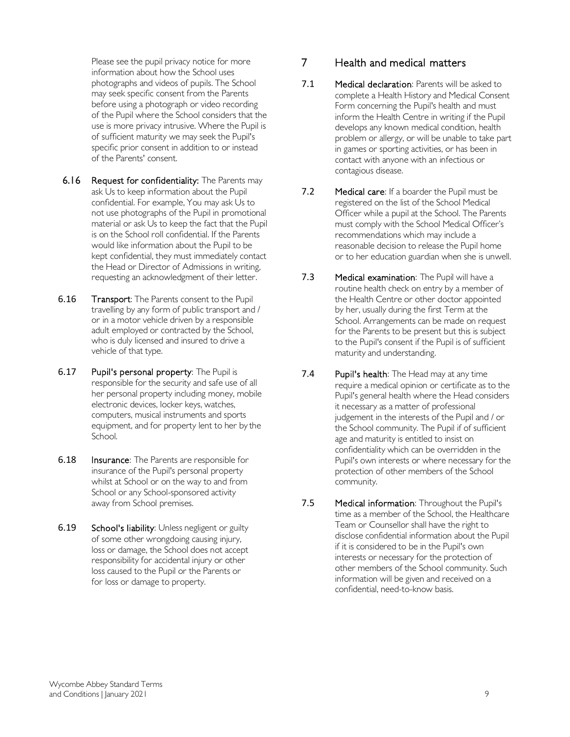Please see the pupil privacy notice for more information about how the School uses photographs and videos of pupils. The School may seek specific consent from the Parents before using a photograph or video recording of the Pupil where the School considers that the use is more privacy intrusive. Where the Pupil is of sufficient maturity we may seek the Pupil's specific prior consent in addition to or instead of the Parents' consent.

6.16 **Request for confidentiality:** The Parents may ask Us to keep information about the Pupil confidential. For example, You may ask Us to not use photographs of the Pupil in promotional material or ask Us to keep the fact that the Pupil is on the School roll confidential. If the Parents would like information about the Pupil to be kept confidential, they must immediately contact the Head or Director of Admissions in writing, requesting an acknowledgment of their letter.

6.16 **Transport**: The Parents consent to the Pupil travelling by any form of public transport and / or in a motor vehicle driven by a responsible adult employed or contracted by the School, who is duly licensed and insured to drive a vehicle of that type.

6.17 **Pupil's personal property**: The Pupil is responsible for the security and safe use of all her personal property including money, mobile electronic devices, locker keys, watches, computers, musical instruments and sports equipment, and for property lent to her by the School.

6.18 **Insurance**: The Parents are responsible for insurance of the Pupil's personal property whilst at School or on the way to and from School or any School-sponsored activity away from School premises.

6.19 **School's liability**: Unless negligent or guilty of some other wrongdoing causing injury, loss or damage, the School does not accept responsibility for accidental injury or other loss caused to the Pupil or the Parents or for loss or damage to property.

## 7 Health and medical matters

7.1 **Medical declaration**: Parents will be asked to complete a Health History and Medical Consent Form concerning the Pupil's health and must inform the Health Centre in writing if the Pupil develops any known medical condition, health problem or allergy, or will be unable to take part in games or sporting activities, or has been in contact with anyone with an infectious or contagious disease.

7.2 **Medical care**: If a boarder the Pupil must be registered on the list of the School Medical Officer while a pupil at the School. The Parents must comply with the School Medical Officer's recommendations which may include a reasonable decision to release the Pupil home or to her education guardian when she is unwell.

7.3 **Medical examination**: The Pupil will have a routine health check on entry by a member of the Health Centre or other doctor appointed by her, usually during the first Term at the School. Arrangements can be made on request for the Parents to be present but this is subject to the Pupil's consent if the Pupil is of sufficient maturity and understanding.

7.4 **Pupil's health**: The Head may at any time require a medical opinion or certificate as to the Pupil's general health where the Head considers it necessary as a matter of professional judgement in the interests of the Pupil and / or the School community. The Pupil if of sufficient age and maturity is entitled to insist on confidentiality which can be overridden in the Pupil's own interests or where necessary for the protection of other members of the School community.

7.5 **Medical information**: Throughout the Pupil's time as a member of the School, the Healthcare Team or Counsellor shall have the right to disclose confidential information about the Pupil if it is considered to be in the Pupil's own interests or necessary for the protection of other members of the School community. Such information will be given and received on a confidential, need-to-know basis.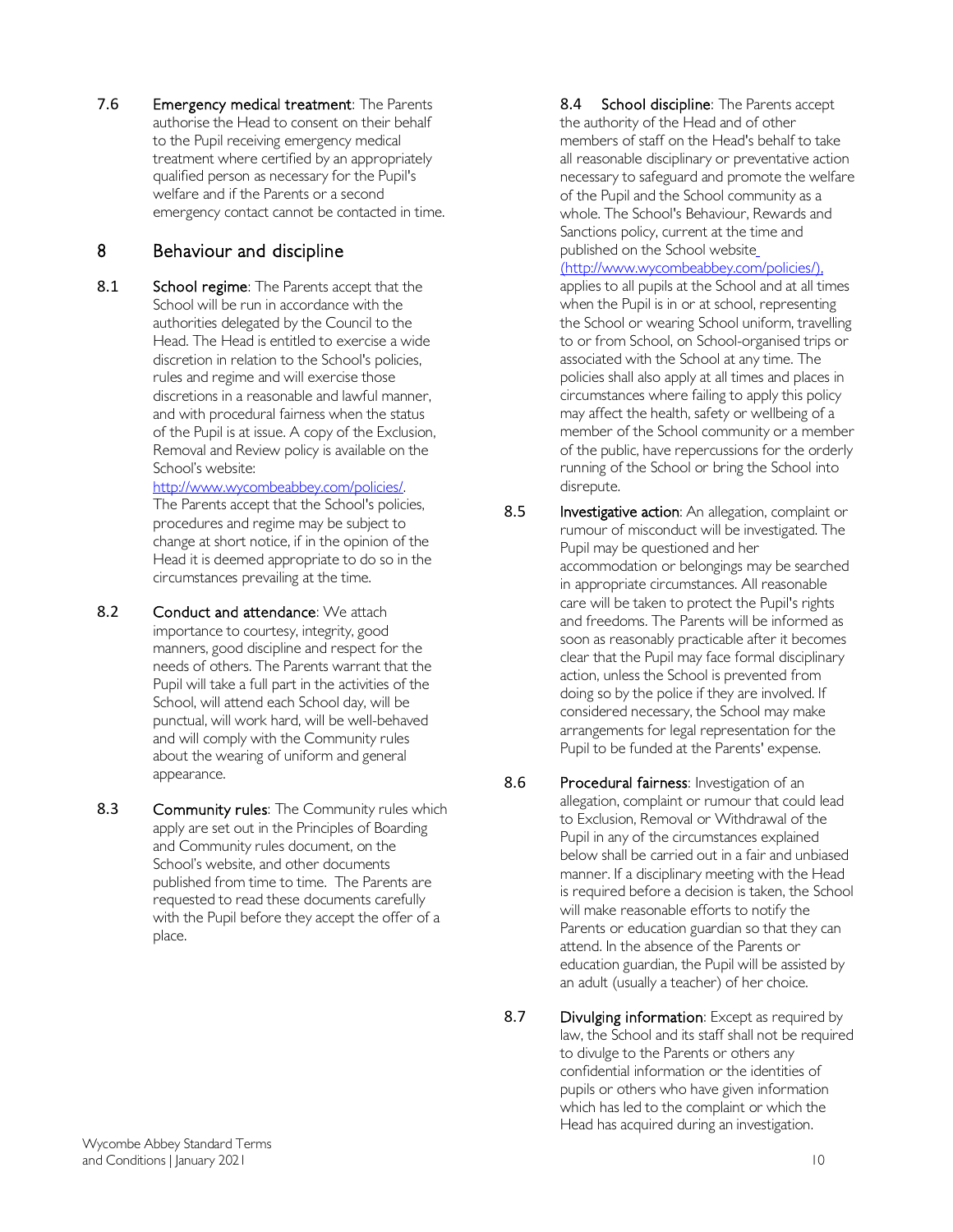7.6 **Emergency medical treatment**: The Parents authorise the Head to consent on their behalf to the Pupil receiving emergency medical treatment where certified by an appropriately qualified person as necessary for the Pupil's welfare and if the Parents or a second emergency contact cannot be contacted in time.

## 8 Behaviour and discipline

8.1 **School regime**: The Parents accept that the School will be run in accordance with the authorities delegated by the Council to the Head. The Head is entitled to exercise a wide discretion in relation to the School's policies, rules and regime and will exercise those discretions in a reasonable and lawful manner, and with procedural fairness when the status of the Pupil is at issue. A copy of the Exclusion, Removal and Review policy is available on the School's website: [http://www.wycombeabbey.com/policies/](http://www.wycombeabbey.com/policies/). The Parents accept that the School's policies, procedures and regime may be subject to change at short notice, if in the opinion of the Head it is deemed appropriate to do so in the circumstances prevailing at the time.

8.2 **Conduct and attendance**: We attach importance to courtesy, integrity, good manners, good discipline and respect for the needs of others. The Parents warrant that the Pupil will take a full part in the activities of the School, will attend each School day, will be punctual, will work hard, will be well-behaved and will comply with the Community rules about the wearing of uniform and general appearance.

8.3 **Community rules**: The Community rules which apply are set out in the Principles of Boarding and Community rules document, on the School's website, and other documents published from time to time. The Parents are requested to read these documents carefully with the Pupil before they accept the offer of a place.

8.4 **School discipline**: The Parents accept the authority of the Head and of other members of staff on the Head's behalf to take all reasonable disciplinary or preventative action necessary to safeguard and promote the welfare of the Pupil and the School community as a whole. The School's Behaviour, Rewards and Sanctions policy, current at the time and published on the School website [(http://www.wycombeabbey.com/policies/),](http://www.wycombeabbey.com/policies/) applies to all pupils at the School and at all times when the Pupil is in or at school, representing the School or wearing School uniform, travelling to or from School, on School-organised trips or associated with the School at any time. The policies shall also apply at all times and places in circumstances where failing to apply this policy may affect the health, safety or wellbeing of a member of the School community or a member of the public, have repercussions for the orderly running of the School or bring the School into disrepute.

8.5 **Investigative action**: An allegation, complaint or rumour of misconduct will be investigated. The Pupil may be questioned and her accommodation or belongings may be searched in appropriate circumstances. All reasonable care will be taken to protect the Pupil's rights and freedoms. The Parents will be informed as soon as reasonably practicable after it becomes clear that the Pupil may face formal disciplinary action, unless the School is prevented from doing so by the police if they are involved. If considered necessary, the School may make arrangements for legal representation for the Pupil to be funded at the Parents' expense.

8.6 **Procedural fairness**: Investigation of an allegation, complaint or rumour that could lead to Exclusion, Removal or Withdrawal of the Pupil in any of the circumstances explained below shall be carried out in a fair and unbiased manner. If a disciplinary meeting with the Head is required before a decision is taken, the School will make reasonable efforts to notify the Parents or education guardian so that they can attend. In the absence of the Parents or education guardian, the Pupil will be assisted by an adult (usually a teacher) of her choice.

8.7 **Divulging information**: Except as required by law, the School and its staff shall not be required to divulge to the Parents or others any confidential information or the identities of pupils or others who have given information which has led to the complaint or which the Head has acquired during an investigation.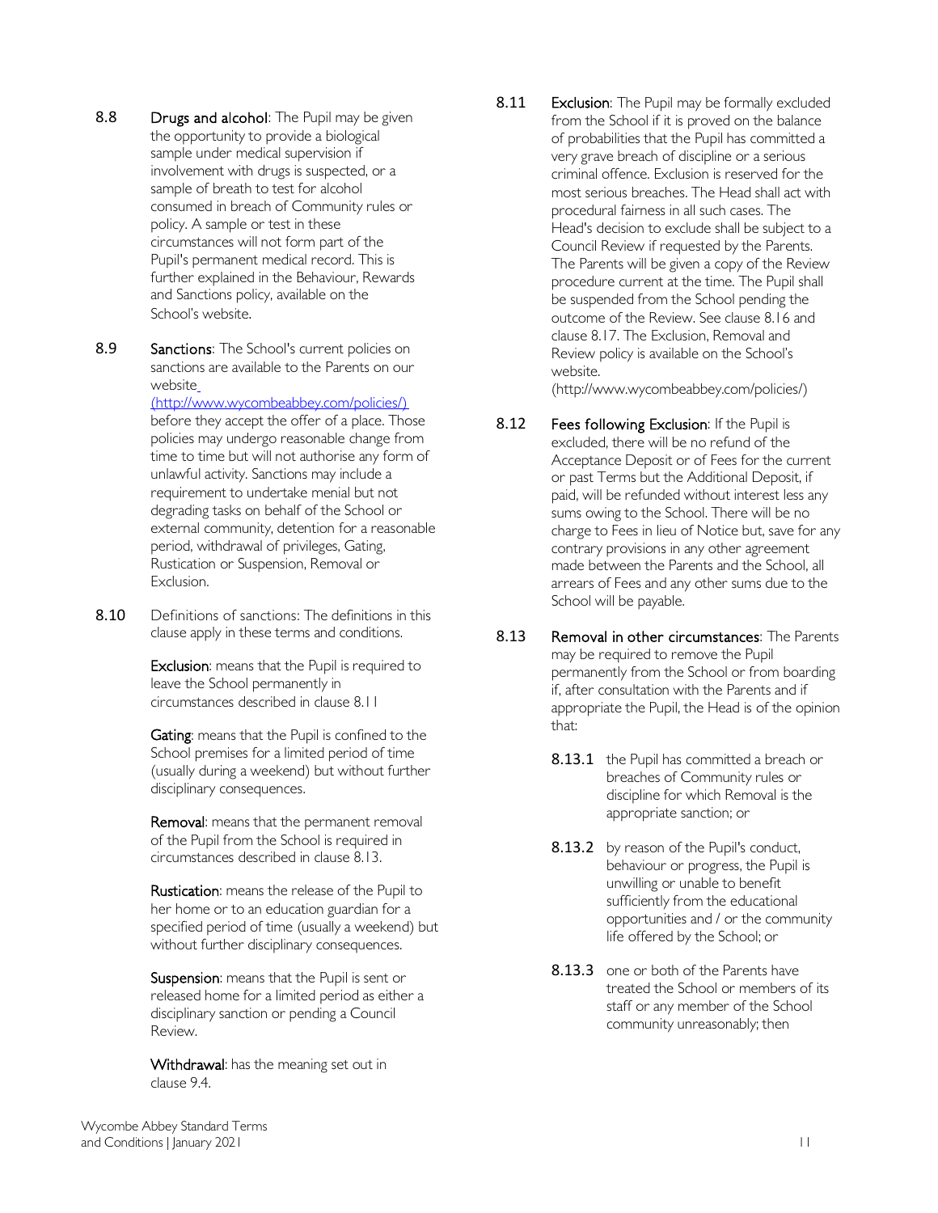8.8 **Drugs and alcohol**: The Pupil may be given the opportunity to provide a biological sample under medical supervision if involvement with drugs is suspected, or a sample of breath to test for alcohol consumed in breach of Community rules or policy. A sample or test in these circumstances will not form part of the Pupil's permanent medical record. This is further explained in the Behaviour, Rewards and Sanctions policy, available on the School's website.

8.9 **Sanctions**: The School's current policies on sanctions are available to the Parents on our website (http://www.wycombeabbey.com/policies/) before they accept the offer of a place. Those policies may undergo reasonable change from time to time but will not authorise any form of unlawful activity. Sanctions may include a requirement to undertake menial but not degrading tasks on behalf of the School or external community, detention for a reasonable period, withdrawal of privileges, Gating, Rustication or Suspension, Removal or Exclusion.

8.10 Definitions of sanctions: The definitions in this clause apply in these terms and conditions.

**Exclusion**: means that the Pupil is required to leave the School permanently in circumstances described in clause 8.11

**Gating**: means that the Pupil is confined to the School premises for a limited period of time (usually during a weekend) but without further disciplinary consequences.

**Removal**: means that the permanent removal of the Pupil from the School is required in circumstances described in clause 8.13.

**Rustication**: means the release of the Pupil to her home or to an education guardian for a specified period of time (usually a weekend) but without further disciplinary consequences.

**Suspension**: means that the Pupil is sent or released home for a limited period as either a disciplinary sanction or pending a Council Review.

**Withdrawal**: has the meaning set out in clause 9.4.

8.11 **Exclusion**: The Pupil may be formally excluded from the School if it is proved on the balance of probabilities that the Pupil has committed a very grave breach of discipline or a serious criminal offence. Exclusion is reserved for the most serious breaches. The Head shall act with procedural fairness in all such cases. The Head's decision to exclude shall be subject to a Council Review if requested by the Parents. The Parents will be given a copy of the Review procedure current at the time. The Pupil shall be suspended from the School pending the outcome of the Review. See clause 8.16 and clause 8.17. The Exclusion, Removal and Review policy is available on the School's website. (http://www.wycombeabbey.com/policies/)

8.12 **Fees following Exclusion**: If the Pupil is excluded, there will be no refund of the Acceptance Deposit or of Fees for the current or past Terms but the Additional Deposit, if paid, will be refunded without interest less any sums owing to the School. There will be no charge to Fees in lieu of Notice but, save for any contrary provisions in any other agreement made between the Parents and the School, all arrears of Fees and any other sums due to the School will be payable.

8.13 **Removal in other circumstances**: The Parents may be required to remove the Pupil permanently from the School or from boarding if, after consultation with the Parents and if appropriate the Pupil, the Head is of the opinion that:

8.13.1 the Pupil has committed a breach or breaches of Community rules or discipline for which Removal is the appropriate sanction; or

8.13.2 by reason of the Pupil's conduct, behaviour or progress, the Pupil is unwilling or unable to benefit sufficiently from the educational opportunities and / or the community life offered by the School; or

8.13.3 one or both of the Parents have treated the School or members of its staff or any member of the School community unreasonably; then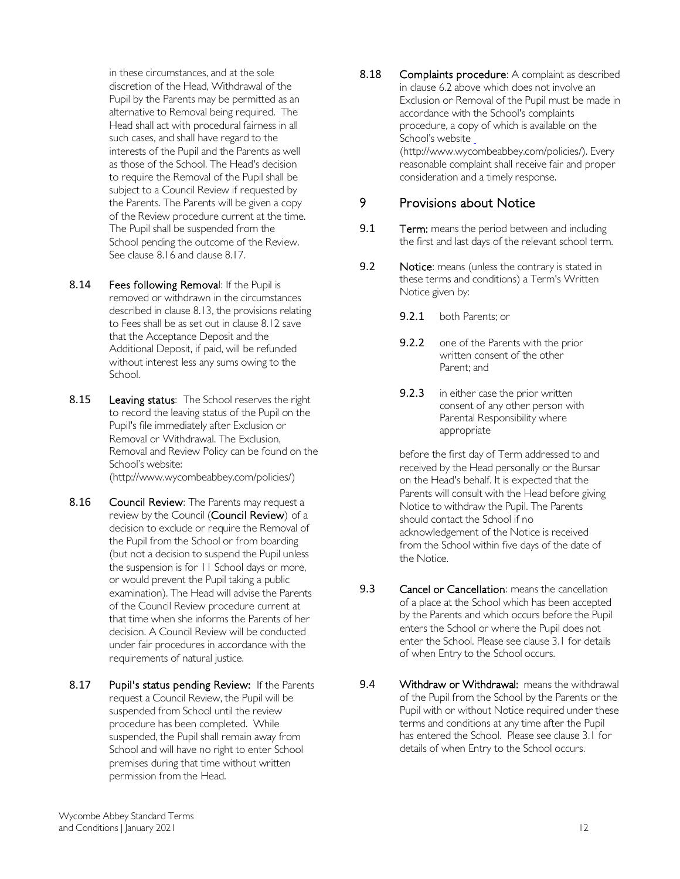in these circumstances, and at the sole discretion of the Head, Withdrawal of the Pupil by the Parents may be permitted as an alternative to Removal being required. The Head shall act with procedural fairness in all such cases, and shall have regard to the interests of the Pupil and the Parents as well as those of the School. The Head's decision to require the Removal of the Pupil shall be subject to a Council Review if requested by the Parents. The Parents will be given a copy of the Review procedure current at the time. The Pupil shall be suspended from the School pending the outcome of the Review. See clause 8.16 and clause 8.17.

8.14 **Fees following Removal**: If the Pupil is removed or withdrawn in the circumstances described in clause 8.13, the provisions relating to Fees shall be as set out in clause 8.12 save that the Acceptance Deposit and the Additional Deposit, if paid, will be refunded without interest less any sums owing to the School.

8.15 **Leaving status**: The School reserves the right to record the leaving status of the Pupil on the Pupil's file immediately after Exclusion or Removal or Withdrawal. The Exclusion, Removal and Review Policy can be found on the School's website: (http://www.wycombeabbey.com/policies/)

8.16 **Council Review**: The Parents may request a review by the Council (**Council Review**) of a decision to exclude or require the Removal of the Pupil from the School or from boarding (but not a decision to suspend the Pupil unless the suspension is for 11 School days or more, or would prevent the Pupil taking a public examination). The Head will advise the Parents of the Council Review procedure current at that time when she informs the Parents of her decision. A Council Review will be conducted under fair procedures in accordance with the requirements of natural justice.

8.17 **Pupil's status pending Review:** If the Parents request a Council Review, the Pupil will be suspended from School until the review procedure has been completed. While suspended, the Pupil shall remain away from School and will have no right to enter School premises during that time without written permission from the Head.

8.18 **Complaints procedure**: A complaint as described in clause 6.2 above which does not involve an Exclusion or Removal of the Pupil must be made in accordance with the School's complaints procedure, a copy of which is available on the School's website (http://www.wycombeabbey.com/policies/). Every reasonable complaint shall receive fair and proper consideration and a timely response.

## 9 Provisions about Notice

9.1 **Term:** means the period between and including the first and last days of the relevant school term.

9.2 **Notice**: means (unless the contrary is stated in these terms and conditions) a Term's Written Notice given by:

- 9.2.1 both Parents; or
- 9.2.2 one of the Parents with the prior written consent of the other Parent; and
- 9.2.3 in either case the prior written consent of any other person with Parental Responsibility where appropriate

before the first day of Term addressed to and received by the Head personally or the Bursar on the Head's behalf. It is expected that the Parents will consult with the Head before giving Notice to withdraw the Pupil. The Parents should contact the School if no acknowledgement of the Notice is received from the School within five days of the date of the Notice.

9.3 **Cancel or Cancellation**: means the cancellation of a place at the School which has been accepted by the Parents and which occurs before the Pupil enters the School or where the Pupil does not enter the School. Please see clause 3.1 for details of when Entry to the School occurs.

9.4 **Withdraw or Withdrawal:** means the withdrawal of the Pupil from the School by the Parents or the Pupil with or without Notice required under these terms and conditions at any time after the Pupil has entered the School. Please see clause 3.1 for details of when Entry to the School occurs.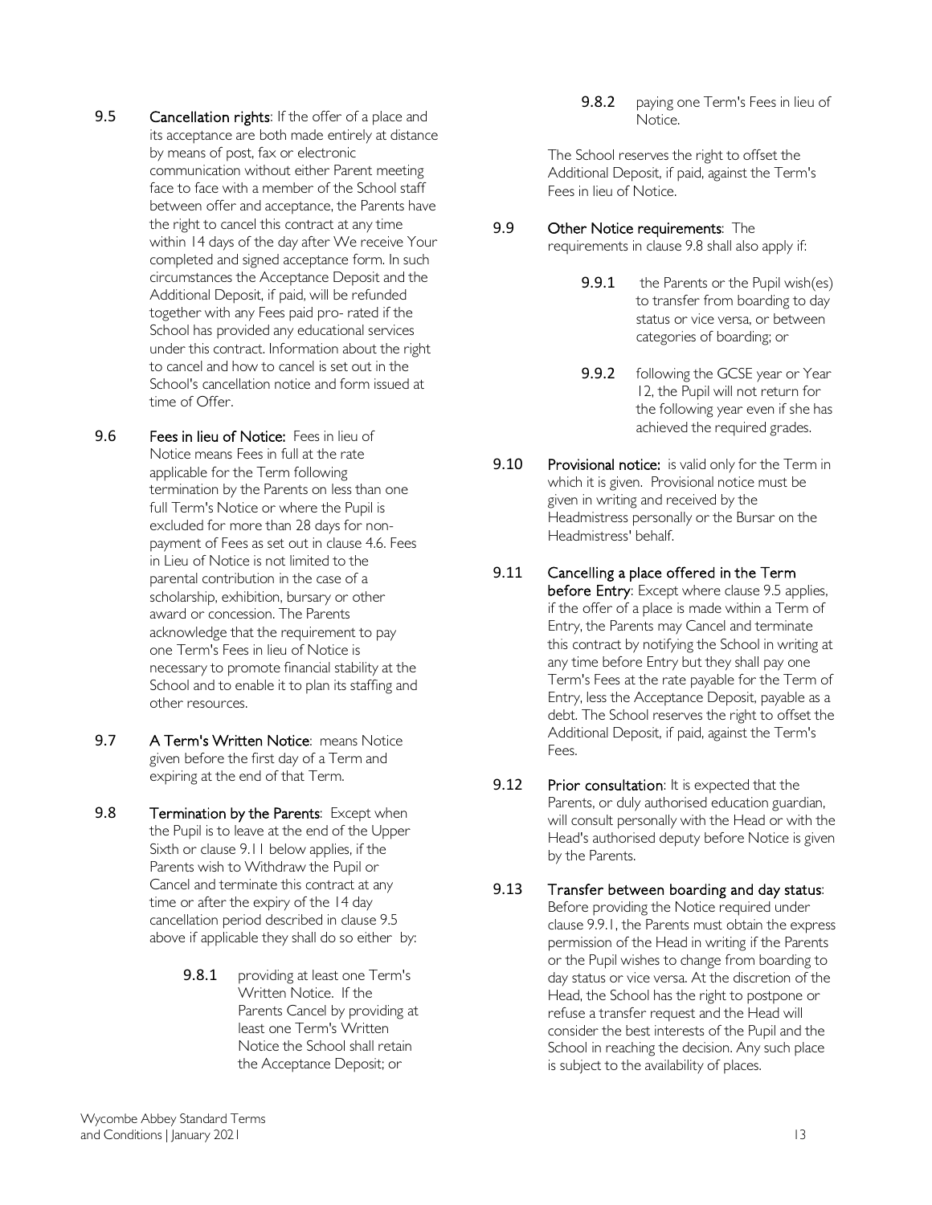**9.5 Cancellation rights**: If the offer of a place and its acceptance are both made entirely at distance by means of post, fax or electronic communication without either Parent meeting face to face with a member of the School staff between offer and acceptance, the Parents have the right to cancel this contract at any time within 14 days of the day after We receive Your completed and signed acceptance form. In such circumstances the Acceptance Deposit and the Additional Deposit, if paid, will be refunded together with any Fees paid pro- rated if the School has provided any educational services under this contract. Information about the right to cancel and how to cancel is set out in the School's cancellation notice and form issued at time of Offer.

**9.6 Fees in lieu of Notice:** Fees in lieu of Notice means Fees in full at the rate applicable for the Term following termination by the Parents on less than one full Term's Notice or where the Pupil is excluded for more than 28 days for non-payment of Fees as set out in clause 4.6. Fees in Lieu of Notice is not limited to the parental contribution in the case of a scholarship, exhibition, bursary or other award or concession. The Parents acknowledge that the requirement to pay one Term's Fees in lieu of Notice is necessary to promote financial stability at the School and to enable it to plan its staffing and other resources.

**9.7 A Term's Written Notice**: means Notice given before the first day of a Term and expiring at the end of that Term.

**9.8 Termination by the Parents**: Except when the Pupil is to leave at the end of the Upper Sixth or clause 9.11 below applies, if the Parents wish to Withdraw the Pupil or Cancel and terminate this contract at any time or after the expiry of the 14 day cancellation period described in clause 9.5 above if applicable they shall do so either by:

- **9.8.1** providing at least one Term's Written Notice. If the Parents Cancel by providing at least one Term's Written Notice the School shall retain the Acceptance Deposit; or
- **9.8.2** paying one Term's Fees in lieu of Notice.

The School reserves the right to offset the Additional Deposit, if paid, against the Term's Fees in lieu of Notice.

**9.9 Other Notice requirements**: The requirements in clause 9.8 shall also apply if:

- **9.9.1** the Parents or the Pupil wish(es) to transfer from boarding to day status or vice versa, or between categories of boarding; or
- **9.9.2** following the GCSE year or Year 12, the Pupil will not return for the following year even if she has achieved the required grades.

**9.10 Provisional notice:** is valid only for the Term in which it is given. Provisional notice must be given in writing and received by the Headmistress personally or the Bursar on the Headmistress' behalf.

**9.11 Cancelling a place offered in the Term before Entry**: Except where clause 9.5 applies, if the offer of a place is made within a Term of Entry, the Parents may Cancel and terminate this contract by notifying the School in writing at any time before Entry but they shall pay one Term's Fees at the rate payable for the Term of Entry, less the Acceptance Deposit, payable as a debt. The School reserves the right to offset the Additional Deposit, if paid, against the Term's Fees.

**9.12 Prior consultation**: It is expected that the Parents, or duly authorised education guardian, will consult personally with the Head or with the Head's authorised deputy before Notice is given by the Parents.

**9.13 Transfer between boarding and day status**: Before providing the Notice required under clause 9.9.1, the Parents must obtain the express permission of the Head in writing if the Parents or the Pupil wishes to change from boarding to day status or vice versa. At the discretion of the Head, the School has the right to postpone or refuse a transfer request and the Head will consider the best interests of the Pupil and the School in reaching the decision. Any such place is subject to the availability of places.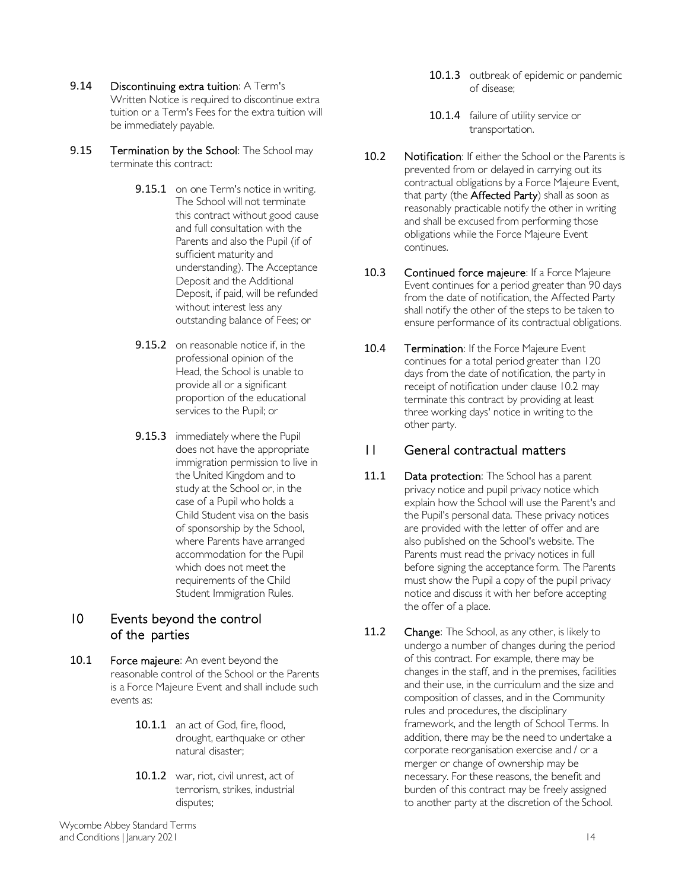**9.14 Discontinuing extra tuition**: A Term's Written Notice is required to discontinue extra tuition or a Term's Fees for the extra tuition will be immediately payable.

**9.15 Termination by the School**: The School may terminate this contract:

**9.15.1** on one Term's notice in writing. The School will not terminate this contract without good cause and full consultation with the Parents and also the Pupil (if of sufficient maturity and understanding). The Acceptance Deposit and the Additional Deposit, if paid, will be refunded without interest less any outstanding balance of Fees; or

**9.15.2** on reasonable notice if, in the professional opinion of the Head, the School is unable to provide all or a significant proportion of the educational services to the Pupil; or

**9.15.3** immediately where the Pupil does not have the appropriate immigration permission to live in the United Kingdom and to study at the School or, in the case of a Pupil who holds a Child Student visa on the basis of sponsorship by the School, where Parents have arranged accommodation for the Pupil which does not meet the requirements of the Child Student Immigration Rules.

## 10 Events beyond the control of the parties

**10.1 Force majeure**: An event beyond the reasonable control of the School or the Parents is a Force Majeure Event and shall include such events as:

**10.1.1** an act of God, fire, flood, drought, earthquake or other natural disaster;

**10.1.2** war, riot, civil unrest, act of terrorism, strikes, industrial disputes;

**10.1.3** outbreak of epidemic or pandemic of disease;

**10.1.4** failure of utility service or transportation.

**10.2 Notification**: If either the School or the Parents is prevented from or delayed in carrying out its contractual obligations by a Force Majeure Event, that party (the **Affected Party**) shall as soon as reasonably practicable notify the other in writing and shall be excused from performing those obligations while the Force Majeure Event continues.

**10.3 Continued force majeure**: If a Force Majeure Event continues for a period greater than 90 days from the date of notification, the Affected Party shall notify the other of the steps to be taken to ensure performance of its contractual obligations.

**10.4 Termination**: If the Force Majeure Event continues for a total period greater than 120 days from the date of notification, the party in receipt of notification under clause 10.2 may terminate this contract by providing at least three working days' notice in writing to the other party.

## 11 General contractual matters

**11.1 Data protection**: The School has a parent privacy notice and pupil privacy notice which explain how the School will use the Parent's and the Pupil's personal data. These privacy notices are provided with the letter of offer and are also published on the School's website. The Parents must read the privacy notices in full before signing the acceptance form. The Parents must show the Pupil a copy of the pupil privacy notice and discuss it with her before accepting the offer of a place.

**11.2 Change**: The School, as any other, is likely to undergo a number of changes during the period of this contract. For example, there may be changes in the staff, and in the premises, facilities and their use, in the curriculum and the size and composition of classes, and in the Community rules and procedures, the disciplinary framework, and the length of School Terms. In addition, there may be the need to undertake a corporate reorganisation exercise and / or a merger or change of ownership may be necessary. For these reasons, the benefit and burden of this contract may be freely assigned to another party at the discretion of the School.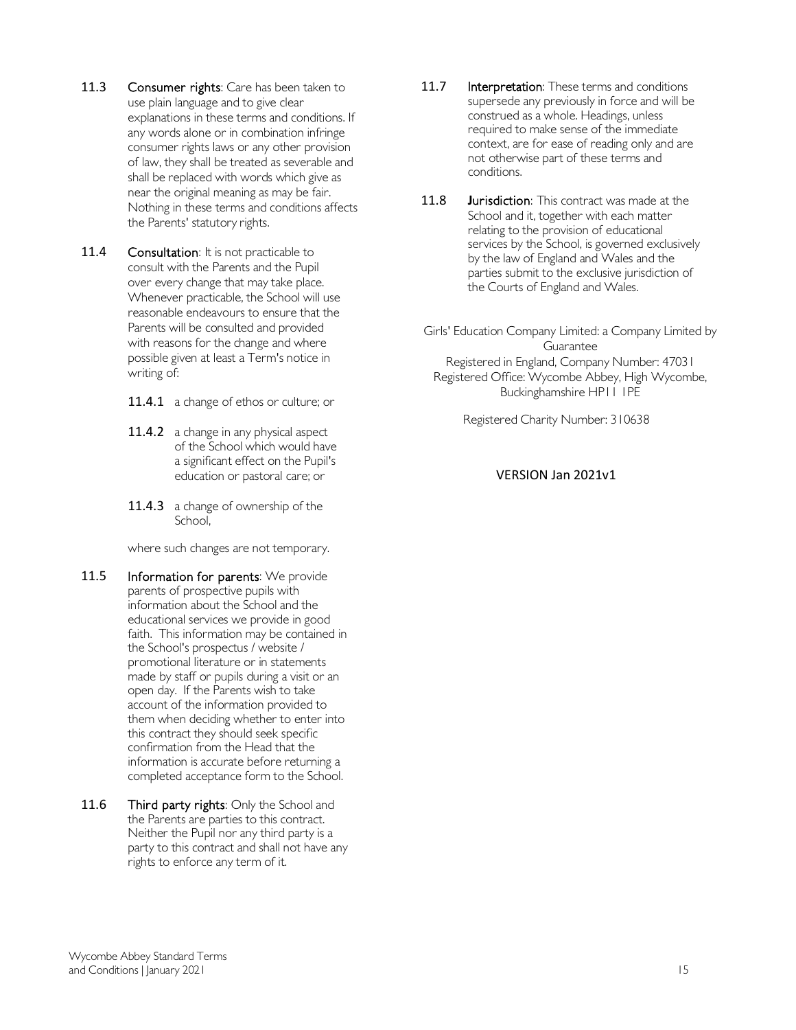**11.3 Consumer rights**: Care has been taken to use plain language and to give clear explanations in these terms and conditions. If any words alone or in combination infringe consumer rights laws or any other provision of law, they shall be treated as severable and shall be replaced with words which give as near the original meaning as may be fair. Nothing in these terms and conditions affects the Parents' statutory rights.

**11.4 Consultation**: It is not practicable to consult with the Parents and the Pupil over every change that may take place. Whenever practicable, the School will use reasonable endeavours to ensure that the Parents will be consulted and provided with reasons for the change and where possible given at least a Term's notice in writing of:

**11.4.1** a change of ethos or culture; or

**11.4.2** a change in any physical aspect of the School which would have a significant effect on the Pupil's education or pastoral care; or

**11.4.3** a change of ownership of the School,

where such changes are not temporary.

**11.5 Information for parents**: We provide parents of prospective pupils with information about the School and the educational services we provide in good faith. This information may be contained in the School's prospectus / website / promotional literature or in statements made by staff or pupils during a visit or an open day. If the Parents wish to take account of the information provided to them when deciding whether to enter into this contract they should seek specific confirmation from the Head that the information is accurate before returning a completed acceptance form to the School.

**11.6 Third party rights**: Only the School and the Parents are parties to this contract. Neither the Pupil nor any third party is a party to this contract and shall not have any rights to enforce any term of it.

**11.7 Interpretation**: These terms and conditions supersede any previously in force and will be construed as a whole. Headings, unless required to make sense of the immediate context, are for ease of reading only and are not otherwise part of these terms and conditions.

**11.8 Jurisdiction**: This contract was made at the School and it, together with each matter relating to the provision of educational services by the School, is governed exclusively by the law of England and Wales and the parties submit to the exclusive jurisdiction of the Courts of England and Wales.

Girls' Education Company Limited: a Company Limited by Guarantee
Registered in England, Company Number: 47031
Registered Office: Wycombe Abbey, High Wycombe, Buckinghamshire HP11 1PE

Registered Charity Number: 310638

VERSION Jan 2021v1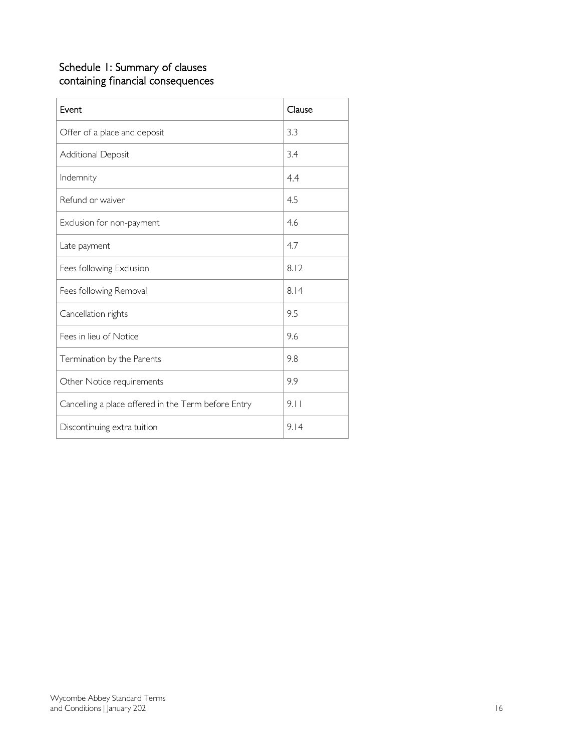## Schedule 1: Summary of clauses containing financial consequences

| Event | Clause |
|---|---|
| Offer of a place and deposit | 3.3 |
| Additional Deposit | 3.4 |
| Indemnity | 4.4 |
| Refund or waiver | 4.5 |
| Exclusion for non-payment | 4.6 |
| Late payment | 4.7 |
| Fees following Exclusion | 8.12 |
| Fees following Removal | 8.14 |
| Cancellation rights | 9.5 |
| Fees in lieu of Notice | 9.6 |
| Termination by the Parents | 9.8 |
| Other Notice requirements | 9.9 |
| Cancelling a place offered in the Term before Entry | 9.11 |
| Discontinuing extra tuition | 9.14 |